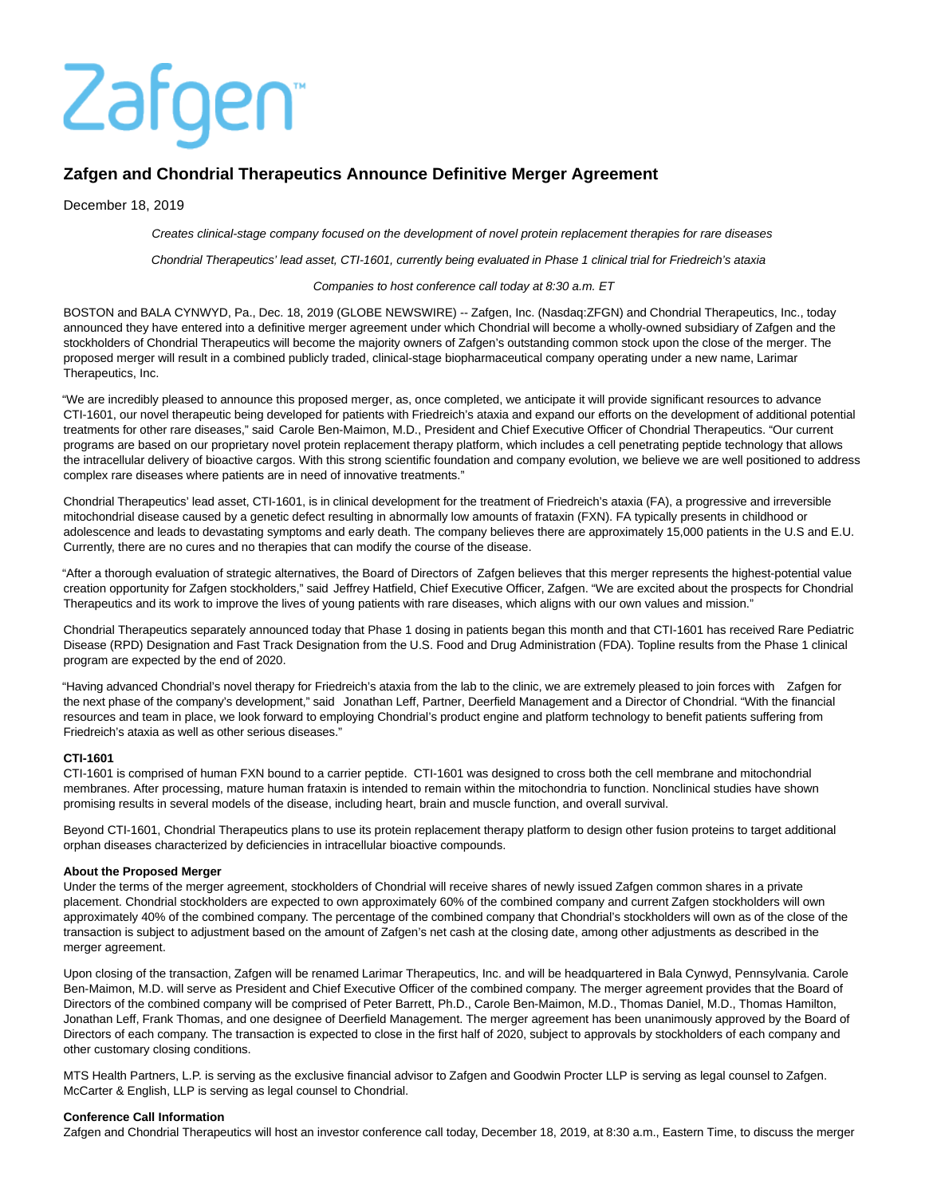Zafgen™

# Zafgen and Chondrial Therapeutics Announce Definitive Merger Agreement

December 18, 2019

*Creates clinical-stage company focused on the development of novel protein replacement therapies for rare diseases*

*Chondrial Therapeutics' lead asset, CTI-1601, currently being evaluated in Phase 1 clinical trial for Friedreich's ataxia*

*Companies to host conference call today at 8:30 a.m. ET*

BOSTON and BALA CYNWYD, Pa., Dec. 18, 2019 (GLOBE NEWSWIRE) -- Zafgen, Inc. (Nasdaq:ZFGN) and Chondrial Therapeutics, Inc., today announced they have entered into a definitive merger agreement under which Chondrial will become a wholly-owned subsidiary of Zafgen and the stockholders of Chondrial Therapeutics will become the majority owners of Zafgen's outstanding common stock upon the close of the merger. The proposed merger will result in a combined publicly traded, clinical-stage biopharmaceutical company operating under a new name, Larimar Therapeutics, Inc.

"We are incredibly pleased to announce this proposed merger, as, once completed, we anticipate it will provide significant resources to advance CTI-1601, our novel therapeutic being developed for patients with Friedreich's ataxia and expand our efforts on the development of additional potential treatments for other rare diseases," said Carole Ben-Maimon, M.D., President and Chief Executive Officer of Chondrial Therapeutics. "Our current programs are based on our proprietary novel protein replacement therapy platform, which includes a cell penetrating peptide technology that allows the intracellular delivery of bioactive cargos. With this strong scientific foundation and company evolution, we believe we are well positioned to address complex rare diseases where patients are in need of innovative treatments."

Chondrial Therapeutics' lead asset, CTI-1601, is in clinical development for the treatment of Friedreich's ataxia (FA), a progressive and irreversible mitochondrial disease caused by a genetic defect resulting in abnormally low amounts of frataxin (FXN). FA typically presents in childhood or adolescence and leads to devastating symptoms and early death. The company believes there are approximately 15,000 patients in the U.S and E.U. Currently, there are no cures and no therapies that can modify the course of the disease.

"After a thorough evaluation of strategic alternatives, the Board of Directors of Zafgen believes that this merger represents the highest-potential value creation opportunity for Zafgen stockholders," said Jeffrey Hatfield, Chief Executive Officer, Zafgen. "We are excited about the prospects for Chondrial Therapeutics and its work to improve the lives of young patients with rare diseases, which aligns with our own values and mission."

Chondrial Therapeutics separately announced today that Phase 1 dosing in patients began this month and that CTI-1601 has received Rare Pediatric Disease (RPD) Designation and Fast Track Designation from the U.S. Food and Drug Administration (FDA). Topline results from the Phase 1 clinical program are expected by the end of 2020.

"Having advanced Chondrial's novel therapy for Friedreich's ataxia from the lab to the clinic, we are extremely pleased to join forces with Zafgen for the next phase of the company's development," said Jonathan Leff, Partner, Deerfield Management and a Director of Chondrial. "With the financial resources and team in place, we look forward to employing Chondrial's product engine and platform technology to benefit patients suffering from Friedreich's ataxia as well as other serious diseases."

**CTI-1601**

CTI-1601 is comprised of human FXN bound to a carrier peptide. CTI-1601 was designed to cross both the cell membrane and mitochondrial membranes. After processing, mature human frataxin is intended to remain within the mitochondria to function. Nonclinical studies have shown promising results in several models of the disease, including heart, brain and muscle function, and overall survival.

Beyond CTI-1601, Chondrial Therapeutics plans to use its protein replacement therapy platform to design other fusion proteins to target additional orphan diseases characterized by deficiencies in intracellular bioactive compounds.

**About the Proposed Merger**

Under the terms of the merger agreement, stockholders of Chondrial will receive shares of newly issued Zafgen common shares in a private placement. Chondrial stockholders are expected to own approximately 60% of the combined company and current Zafgen stockholders will own approximately 40% of the combined company. The percentage of the combined company that Chondrial's stockholders will own as of the close of the transaction is subject to adjustment based on the amount of Zafgen's net cash at the closing date, among other adjustments as described in the merger agreement.

Upon closing of the transaction, Zafgen will be renamed Larimar Therapeutics, Inc. and will be headquartered in Bala Cynwyd, Pennsylvania. Carole Ben-Maimon, M.D. will serve as President and Chief Executive Officer of the combined company. The merger agreement provides that the Board of Directors of the combined company will be comprised of Peter Barrett, Ph.D., Carole Ben-Maimon, M.D., Thomas Daniel, M.D., Thomas Hamilton, Jonathan Leff, Frank Thomas, and one designee of Deerfield Management. The merger agreement has been unanimously approved by the Board of Directors of each company. The transaction is expected to close in the first half of 2020, subject to approvals by stockholders of each company and other customary closing conditions.

MTS Health Partners, L.P. is serving as the exclusive financial advisor to Zafgen and Goodwin Procter LLP is serving as legal counsel to Zafgen. McCarter & English, LLP is serving as legal counsel to Chondrial.

**Conference Call Information**

Zafgen and Chondrial Therapeutics will host an investor conference call today, December 18, 2019, at 8:30 a.m., Eastern Time, to discuss the merger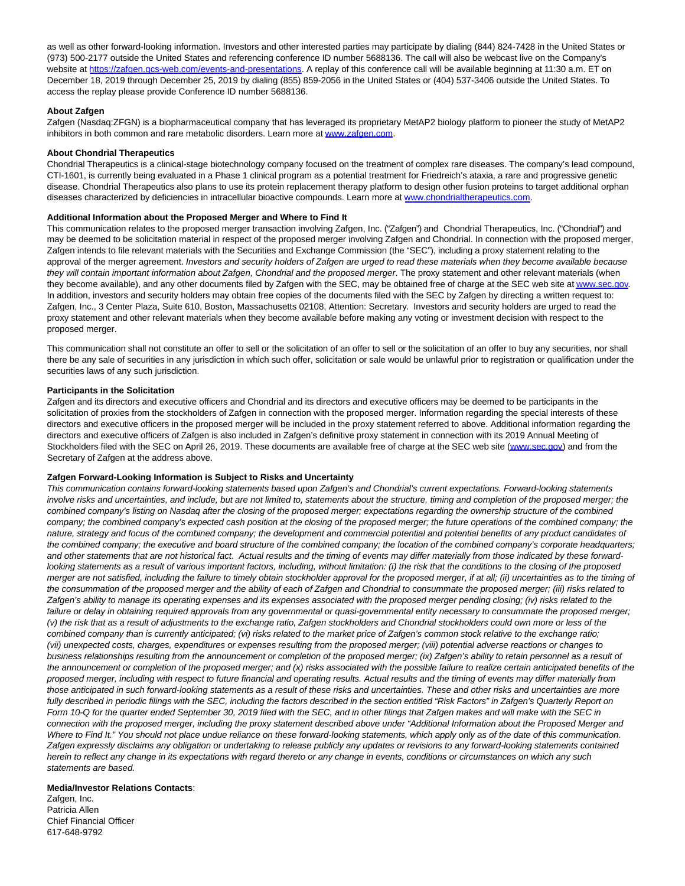as well as other forward-looking information. Investors and other interested parties may participate by dialing (844) 824-7428 in the United States or (973) 500-2177 outside the United States and referencing conference ID number 5688136. The call will also be webcast live on the Company's website at https://zafgen.gcs-web.com/events-and-presentations. A replay of this conference call will be available beginning at 11:30 a.m. ET on December 18, 2019 through December 25, 2019 by dialing (855) 859-2056 in the United States or (404) 537-3406 outside the United States. To access the replay please provide Conference ID number 5688136.

**About Zafgen**

Zafgen (Nasdaq:ZFGN) is a biopharmaceutical company that has leveraged its proprietary MetAP2 biology platform to pioneer the study of MetAP2 inhibitors in both common and rare metabolic disorders. Learn more at www.zafgen.com.

**About Chondrial Therapeutics**

Chondrial Therapeutics is a clinical-stage biotechnology company focused on the treatment of complex rare diseases. The company's lead compound, CTI-1601, is currently being evaluated in a Phase 1 clinical program as a potential treatment for Friedreich's ataxia, a rare and progressive genetic disease. Chondrial Therapeutics also plans to use its protein replacement therapy platform to design other fusion proteins to target additional orphan diseases characterized by deficiencies in intracellular bioactive compounds. Learn more at www.chondrialtherapeutics.com.

**Additional Information about the Proposed Merger and Where to Find It**

This communication relates to the proposed merger transaction involving Zafgen, Inc. ("Zafgen") and Chondrial Therapeutics, Inc. ("Chondrial") and may be deemed to be solicitation material in respect of the proposed merger involving Zafgen and Chondrial. In connection with the proposed merger, Zafgen intends to file relevant materials with the Securities and Exchange Commission (the "SEC"), including a proxy statement relating to the approval of the merger agreement. *Investors and security holders of Zafgen are urged to read these materials when they become available because they will contain important information about Zafgen, Chondrial and the proposed merger*. The proxy statement and other relevant materials (when they become available), and any other documents filed by Zafgen with the SEC, may be obtained free of charge at the SEC web site at www.sec.gov. In addition, investors and security holders may obtain free copies of the documents filed with the SEC by Zafgen by directing a written request to: Zafgen, Inc., 3 Center Plaza, Suite 610, Boston, Massachusetts 02108, Attention: Secretary. Investors and security holders are urged to read the proxy statement and other relevant materials when they become available before making any voting or investment decision with respect to the proposed merger.

This communication shall not constitute an offer to sell or the solicitation of an offer to sell or the solicitation of an offer to buy any securities, nor shall there be any sale of securities in any jurisdiction in which such offer, solicitation or sale would be unlawful prior to registration or qualification under the securities laws of any such jurisdiction.

**Participants in the Solicitation**

Zafgen and its directors and executive officers and Chondrial and its directors and executive officers may be deemed to be participants in the solicitation of proxies from the stockholders of Zafgen in connection with the proposed merger. Information regarding the special interests of these directors and executive officers in the proposed merger will be included in the proxy statement referred to above. Additional information regarding the directors and executive officers of Zafgen is also included in Zafgen's definitive proxy statement in connection with its 2019 Annual Meeting of Stockholders filed with the SEC on April 26, 2019. These documents are available free of charge at the SEC web site (www.sec.gov) and from the Secretary of Zafgen at the address above.

**Zafgen Forward-Looking Information is Subject to Risks and Uncertainty**

*This communication contains forward-looking statements based upon Zafgen's and Chondrial's current expectations. Forward-looking statements involve risks and uncertainties, and include, but are not limited to, statements about the structure, timing and completion of the proposed merger; the combined company's listing on Nasdaq after the closing of the proposed merger; expectations regarding the ownership structure of the combined company; the combined company's expected cash position at the closing of the proposed merger; the future operations of the combined company; the nature, strategy and focus of the combined company; the development and commercial potential and potential benefits of any product candidates of the combined company; the executive and board structure of the combined company; the location of the combined company's corporate headquarters; and other statements that are not historical fact. Actual results and the timing of events may differ materially from those indicated by these forward-looking statements as a result of various important factors, including, without limitation: (i) the risk that the conditions to the closing of the proposed merger are not satisfied, including the failure to timely obtain stockholder approval for the proposed merger, if at all; (ii) uncertainties as to the timing of the consummation of the proposed merger and the ability of each of Zafgen and Chondrial to consummate the proposed merger; (iii) risks related to Zafgen's ability to manage its operating expenses and its expenses associated with the proposed merger pending closing; (iv) risks related to the failure or delay in obtaining required approvals from any governmental or quasi-governmental entity necessary to consummate the proposed merger; (v) the risk that as a result of adjustments to the exchange ratio, Zafgen stockholders and Chondrial stockholders could own more or less of the combined company than is currently anticipated; (vi) risks related to the market price of Zafgen's common stock relative to the exchange ratio; (vii) unexpected costs, charges, expenditures or expenses resulting from the proposed merger; (viii) potential adverse reactions or changes to business relationships resulting from the announcement or completion of the proposed merger; (ix) Zafgen's ability to retain personnel as a result of the announcement or completion of the proposed merger; and (x) risks associated with the possible failure to realize certain anticipated benefits of the proposed merger, including with respect to future financial and operating results. Actual results and the timing of events may differ materially from those anticipated in such forward-looking statements as a result of these risks and uncertainties. These and other risks and uncertainties are more fully described in periodic filings with the SEC, including the factors described in the section entitled "Risk Factors" in Zafgen's Quarterly Report on Form 10-Q for the quarter ended September 30, 2019 filed with the SEC, and in other filings that Zafgen makes and will make with the SEC in connection with the proposed merger, including the proxy statement described above under "Additional Information about the Proposed Merger and Where to Find It." You should not place undue reliance on these forward-looking statements, which apply only as of the date of this communication. Zafgen expressly disclaims any obligation or undertaking to release publicly any updates or revisions to any forward-looking statements contained herein to reflect any change in its expectations with regard thereto or any change in events, conditions or circumstances on which any such statements are based.*

**Media/Investor Relations Contacts**:

Zafgen, Inc.
Patricia Allen
Chief Financial Officer
617-648-9792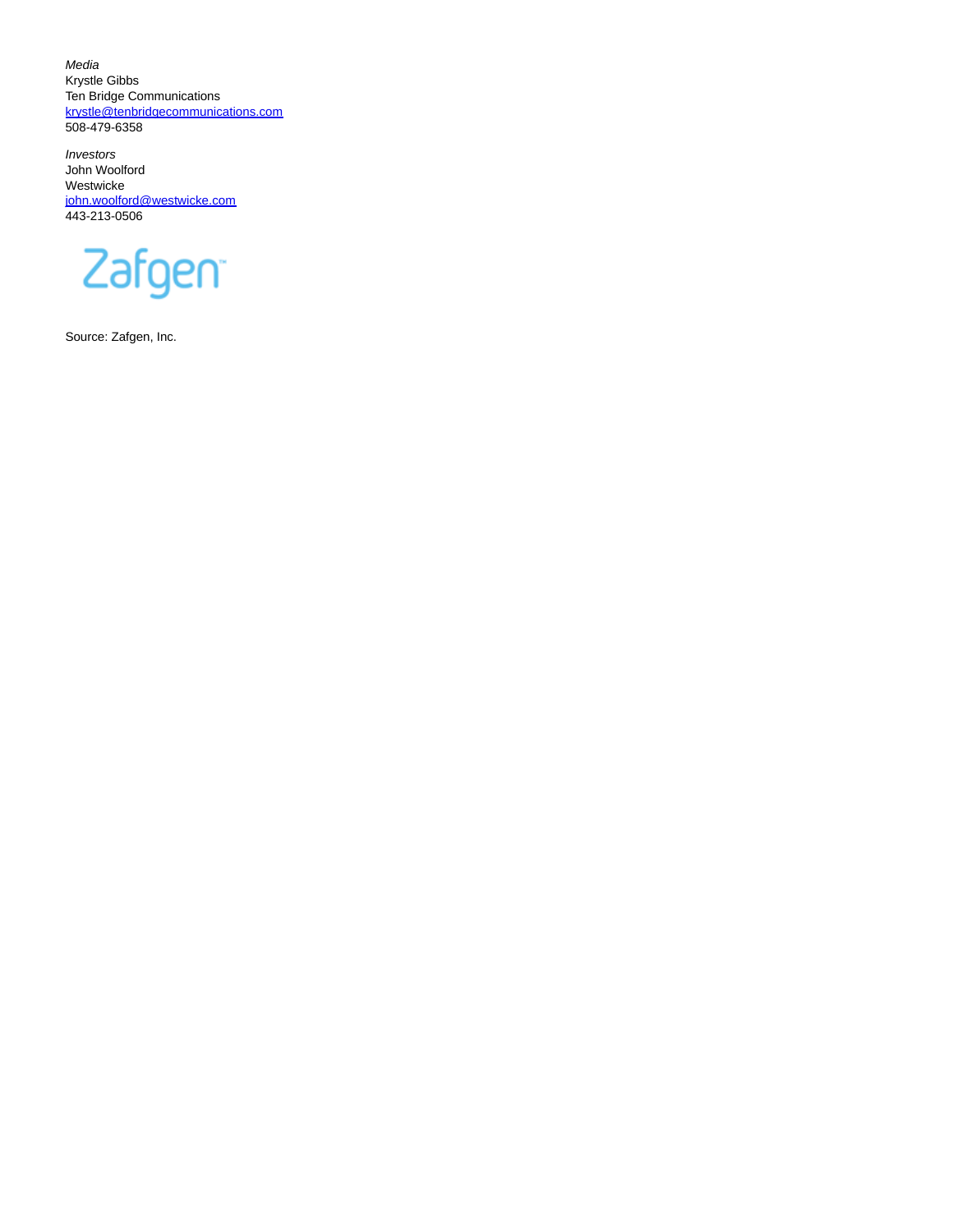*Media*
Krystle Gibbs
Ten Bridge Communications
[krystle@tenbridgecommunications.com](mailto:krystle@tenbridgecommunications.com)
508-479-6358

*Investors*
John Woolford
Westwicke
[john.woolford@westwicke.com](mailto:john.woolford@westwicke.com)
443-213-0506

Zafgen™

Source: Zafgen, Inc.